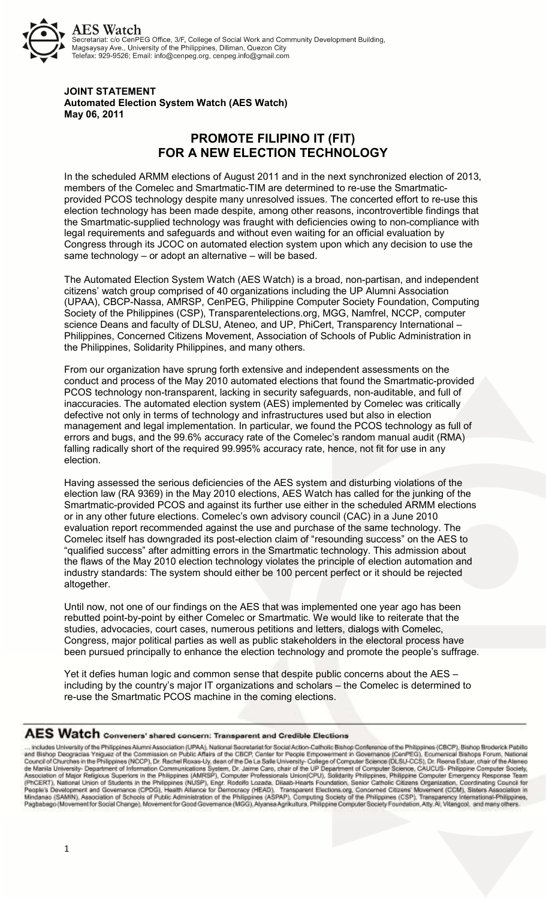**AES Watch**
Secretariat: c/o CenPEG Office, 3/F, College of Social Work and Community Development Building, Magsaysay Ave., University of the Philippines, Diliman, Quezon City
Telefax: 929-9526; Email: info@cenpeg.org, cenpeg.info@gmail.com

**JOINT STATEMENT**
**Automated Election System Watch (AES Watch)**
**May 06, 2011**

# PROMOTE FILIPINO IT (FIT) FOR A NEW ELECTION TECHNOLOGY

In the scheduled ARMM elections of August 2011 and in the next synchronized election of 2013, members of the Comelec and Smartmatic-TIM are determined to re-use the Smartmatic-provided PCOS technology despite many unresolved issues. The concerted effort to re-use this election technology has been made despite, among other reasons, incontrovertible findings that the Smartmatic-supplied technology was fraught with deficiencies owing to non-compliance with legal requirements and safeguards and without even waiting for an official evaluation by Congress through its JCOC on automated election system upon which any decision to use the same technology – or adopt an alternative – will be based.

The Automated Election System Watch (AES Watch) is a broad, non-partisan, and independent citizens' watch group comprised of 40 organizations including the UP Alumni Association (UPAA), CBCP-Nassa, AMRSP, CenPEG, Philippine Computer Society Foundation, Computing Society of the Philippines (CSP), Transparentelections.org, MGG, Namfrel, NCCP, computer science Deans and faculty of DLSU, Ateneo, and UP, PhiCert, Transparency International – Philippines, Concerned Citizens Movement, Association of Schools of Public Administration in the Philippines, Solidarity Philippines, and many others.

From our organization have sprung forth extensive and independent assessments on the conduct and process of the May 2010 automated elections that found the Smartmatic-provided PCOS technology non-transparent, lacking in security safeguards, non-auditable, and full of inaccuracies. The automated election system (AES) implemented by Comelec was critically defective not only in terms of technology and infrastructures used but also in election management and legal implementation. In particular, we found the PCOS technology as full of errors and bugs, and the 99.6% accuracy rate of the Comelec's random manual audit (RMA) falling radically short of the required 99.995% accuracy rate, hence, not fit for use in any election.

Having assessed the serious deficiencies of the AES system and disturbing violations of the election law (RA 9369) in the May 2010 elections, AES Watch has called for the junking of the Smartmatic-provided PCOS and against its further use either in the scheduled ARMM elections or in any other future elections. Comelec's own advisory council (CAC) in a June 2010 evaluation report recommended against the use and purchase of the same technology. The Comelec itself has downgraded its post-election claim of "resounding success" on the AES to "qualified success" after admitting errors in the Smartmatic technology. This admission about the flaws of the May 2010 election technology violates the principle of election automation and industry standards: The system should either be 100 percent perfect or it should be rejected altogether.

Until now, not one of our findings on the AES that was implemented one year ago has been rebutted point-by-point by either Comelec or Smartmatic. We would like to reiterate that the studies, advocacies, court cases, numerous petitions and letters, dialogs with Comelec, Congress, major political parties as well as public stakeholders in the electoral process have been pursued principally to enhance the election technology and promote the people's suffrage.

Yet it defies human logic and common sense that despite public concerns about the AES – including by the country's major IT organizations and scholars – the Comelec is determined to re-use the Smartmatic PCOS machine in the coming elections.

**AES Watch** Conveners' shared concern: Transparent and Credible Elections

... includes University of the Philippines Alumni Association (UPAA), National Secretariat for Social Action-Catholic Bishop Conference of the Philippines (CBCP), Bishop Broderick Pabillo and Bishop Deogracias Yniguez of the Commission on Public Affairs of the CBCP, Center for People Empowerment in Governance (CenPEG), Ecumenical Bishops Forum, National Council of Churches in the Philippines (NCCP), Dr. Rachel Roxas-Uy, dean of the De La Salle University- College of Computer Science (DLSU-CCS), Dr. Reena Estuar, chair of the Ateneo de Manila University- Department of Information Communications System, Dr. Jaime Caro, chair of the UP Department of Computer Science, CAUCUS- Philippine Computer Society, Association of Major Religious Superiors in the Philippines (AMRSP), Computer Professionals Union(CPU), Solidarity Philippines, Philippine Computer Emergency Response Team (PhCERT), National Union of Students in the Philippines (NUSP), Engr. Rodolfo Lozada, Dilaab-Hearts Foundation, Senior Catholic Citizens Organization, Coordinating Council for People's Development and Governance (CPDG), Health Alliance for Democracy (HEAD), Transparent Elections.org, Concerned Citizens' Movement (CCM), Sisters Association in Mindanao (SAMIN), Association of Schools of Public Administration of the Philippines (ASPAP), Computing Society of the Philippines (CSP), Transparency International-Philippines, Pagbabago (Movement for Social Change), Movement for Good Governance (MGG), Alyansa Agrikultura, Philippine Computer Society Foundation, Atty. Al. Vitangcol, and many others.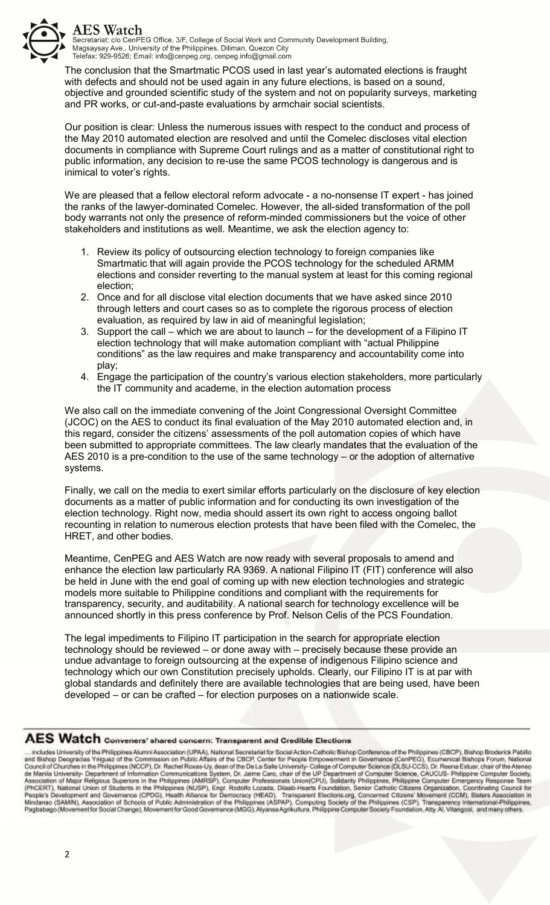**AES Watch**
Secretariat: c/o CenPEG Office, 3/F, College of Social Work and Community Development Building, Magsaysay Ave., University of the Philippines, Diliman, Quezon City
Telefax: 929-9526; Email: info@cenpeg.org, cenpeg.info@gmail.com

The conclusion that the Smartmatic PCOS used in last year's automated elections is fraught with defects and should not be used again in any future elections, is based on a sound, objective and grounded scientific study of the system and not on popularity surveys, marketing and PR works, or cut-and-paste evaluations by armchair social scientists.

Our position is clear: Unless the numerous issues with respect to the conduct and process of the May 2010 automated election are resolved and until the Comelec discloses vital election documents in compliance with Supreme Court rulings and as a matter of constitutional right to public information, any decision to re-use the same PCOS technology is dangerous and is inimical to voter's rights.

We are pleased that a fellow electoral reform advocate - a no-nonsense IT expert - has joined the ranks of the lawyer-dominated Comelec. However, the all-sided transformation of the poll body warrants not only the presence of reform-minded commissioners but the voice of other stakeholders and institutions as well. Meantime, we ask the election agency to:

1. Review its policy of outsourcing election technology to foreign companies like Smartmatic that will again provide the PCOS technology for the scheduled ARMM elections and consider reverting to the manual system at least for this coming regional election;
2. Once and for all disclose vital election documents that we have asked since 2010 through letters and court cases so as to complete the rigorous process of election evaluation, as required by law in aid of meaningful legislation;
3. Support the call – which we are about to launch – for the development of a Filipino IT election technology that will make automation compliant with "actual Philippine conditions" as the law requires and make transparency and accountability come into play;
4. Engage the participation of the country's various election stakeholders, more particularly the IT community and academe, in the election automation process

We also call on the immediate convening of the Joint Congressional Oversight Committee (JCOC) on the AES to conduct its final evaluation of the May 2010 automated election and, in this regard, consider the citizens' assessments of the poll automation copies of which have been submitted to appropriate committees. The law clearly mandates that the evaluation of the AES 2010 is a pre-condition to the use of the same technology – or the adoption of alternative systems.

Finally, we call on the media to exert similar efforts particularly on the disclosure of key election documents as a matter of public information and for conducting its own investigation of the election technology. Right now, media should assert its own right to access ongoing ballot recounting in relation to numerous election protests that have been filed with the Comelec, the HRET, and other bodies.

Meantime, CenPEG and AES Watch are now ready with several proposals to amend and enhance the election law particularly RA 9369. A national Filipino IT (FIT) conference will also be held in June with the end goal of coming up with new election technologies and strategic models more suitable to Philippine conditions and compliant with the requirements for transparency, security, and auditability. A national search for technology excellence will be announced shortly in this press conference by Prof. Nelson Celis of the PCS Foundation.

The legal impediments to Filipino IT participation in the search for appropriate election technology should be reviewed – or done away with – precisely because these provide an undue advantage to foreign outsourcing at the expense of indigenous Filipino science and technology which our own Constitution precisely upholds. Clearly, our Filipino IT is at par with global standards and definitely there are available technologies that are being used, have been developed – or can be crafted – for election purposes on a nationwide scale.

**AES Watch Conveners' shared concern: Transparent and Credible Elections**

... includes University of the Philippines Alumni Association (UPAA), National Secretariat for Social Action-Catholic Bishop Conference of the Philippines (CBCP), Bishop Broderick Pabillo and Bishop Deogracias Yniguez of the Commission on Public Affairs of the CBCP, Center for People Empowerment in Governance (CenPEG), Ecumenical Bishops Forum, National Council of Churches in the Philippines (NCCP), Dr. Rachel Roxas-Uy, dean of the De La Salle University- College of Computer Science (DLSU-CCS), Dr. Reena Estuar, chair of the Ateneo de Manila University- Department of Information Communications System, Dr. Jaime Caro, chair of the UP Department of Computer Science, CAUCUS- Philippine Computer Society, Association of Major Religious Superiors in the Philippines (AMRSP), Computer Professionals Union(CPU), Solidarity Philippines, Philippine Computer Emergency Response Team (PhCERT), National Union of Students in the Philippines (NUSP), Engr. Rodolfo Lozada, Dilaab-Hearts Foundation, Senior Catholic Citizens Organization, Coordinating Council for People's Development and Governance (CPDG), Health Alliance for Democracy (HEAD), Transparent Elections.org, Concerned Citizens' Movement (CCM), Sisters Association in Mindanao (SAMIN), Association of Schools of Public Administration of the Philippines (ASPAP), Computing Society of the Philippines (CSP), Transparency International-Philippines, Pagbabago (Movement for Social Change), Movement for Good Governance (MGG), Alyansa Agrikultura, Philippine Computer Society Foundation, Atty. Al, Vitangcol, and many others.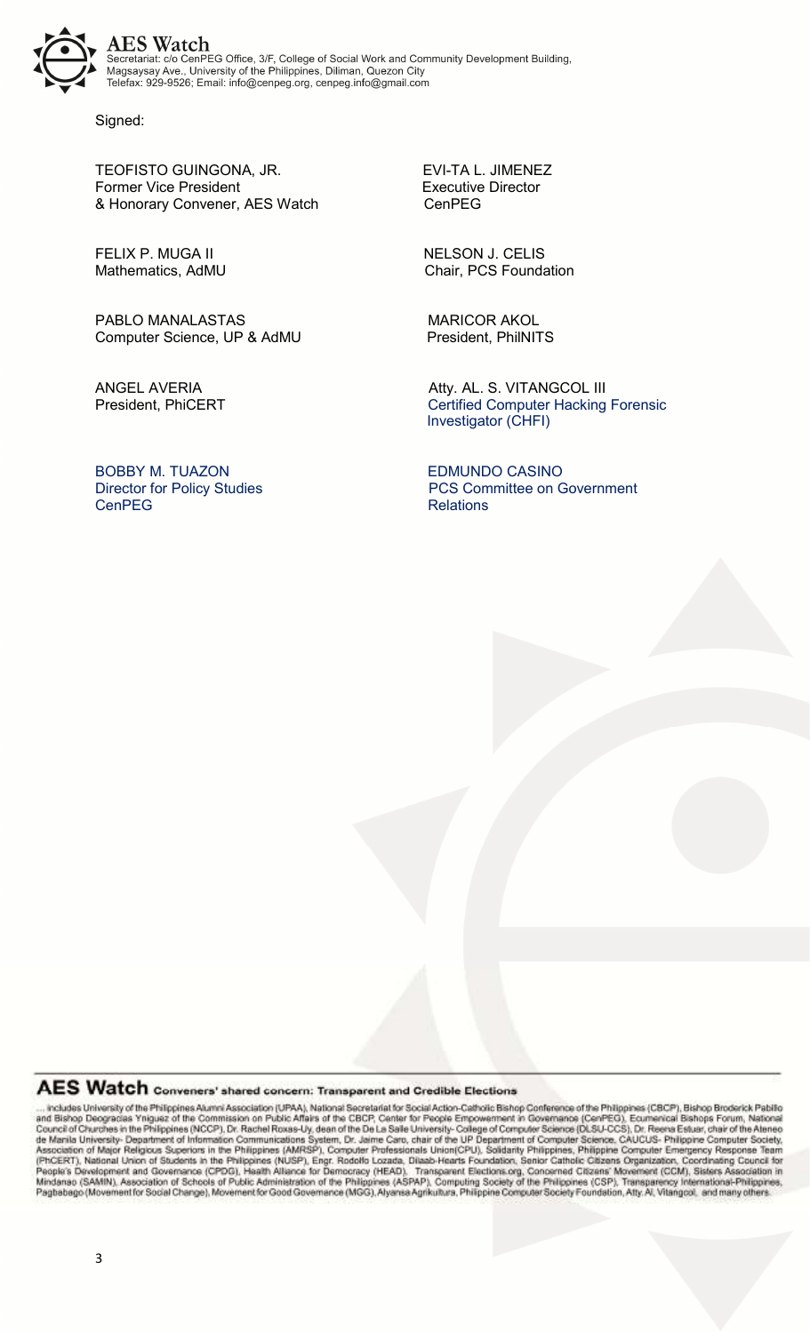**AES Watch**
Secretariat: c/o CenPEG Office, 3/F, College of Social Work and Community Development Building, Magsaysay Ave., University of the Philippines, Diliman, Quezon City
Telefax: 929-9526; Email: info@cenpeg.org, cenpeg.info@gmail.com

Signed:

TEOFISTO GUINGONA, JR.
Former Vice President
& Honorary Convener, AES Watch

EVI-TA L. JIMENEZ
Executive Director
CenPEG

FELIX P. MUGA II
Mathematics, AdMU

NELSON J. CELIS
Chair, PCS Foundation

PABLO MANALASTAS
Computer Science, UP & AdMU

MARICOR AKOL
President, PhilNITS

ANGEL AVERIA
President, PhiCERT

Atty. AL. S. VITANGCOL III
Certified Computer Hacking Forensic Investigator (CHFI)

BOBBY M. TUAZON
Director for Policy Studies
CenPEG

EDMUNDO CASINO
PCS Committee on Government Relations

**AES Watch** **Conveners' shared concern: Transparent and Credible Elections**

... includes University of the Philippines Alumni Association (UPAA), National Secretariat for Social Action-Catholic Bishop Conference of the Philippines (CBCP), Bishop Broderick Pabillo and Bishop Deogracias Yniguez of the Commission on Public Affairs of the CBCP, Center for People Empowerment in Governance (CenPEG), Ecumenical Bishops Forum, National Council of Churches in the Philippines (NCCP), Dr. Rachel Roxas-Uy, dean of the De La Salle University- College of Computer Science (DLSU-CCS), Dr. Reena Estuar, chair of the Ateneo de Manila University- Department of Information Communications System, Dr. Jaime Caro, chair of the UP Department of Computer Science, CAUCUS- Philippine Computer Society, Association of Major Religious Superiors in the Philippines (AMRSP), Computer Professionals Union(CPU), Solidarity Philippines, Philippine Computer Emergency Response Team (PhCERT), National Union of Students in the Philippines (NUSP), Engr. Rodolfo Lozada, Dilaab-Hearts Foundation, Senior Catholic Citizens Organization, Coordinating Council for People's Development and Governance (CPDG), Health Alliance for Democracy (HEAD), Transparent Elections.org, Concerned Citizens' Movement (CCM), Sisters Association in Mindanao (SAMIN), Association of Schools of Public Administration of the Philippines (ASPAP), Computing Society of the Philippines (CSP), Transparency International-Philippines, Pagbabago (Movement for Social Change), Movement for Good Governance (MGG), Alyansa Agrikultura, Philippine Computer Society Foundation, Atty. Al. Vitangcol, and many others.